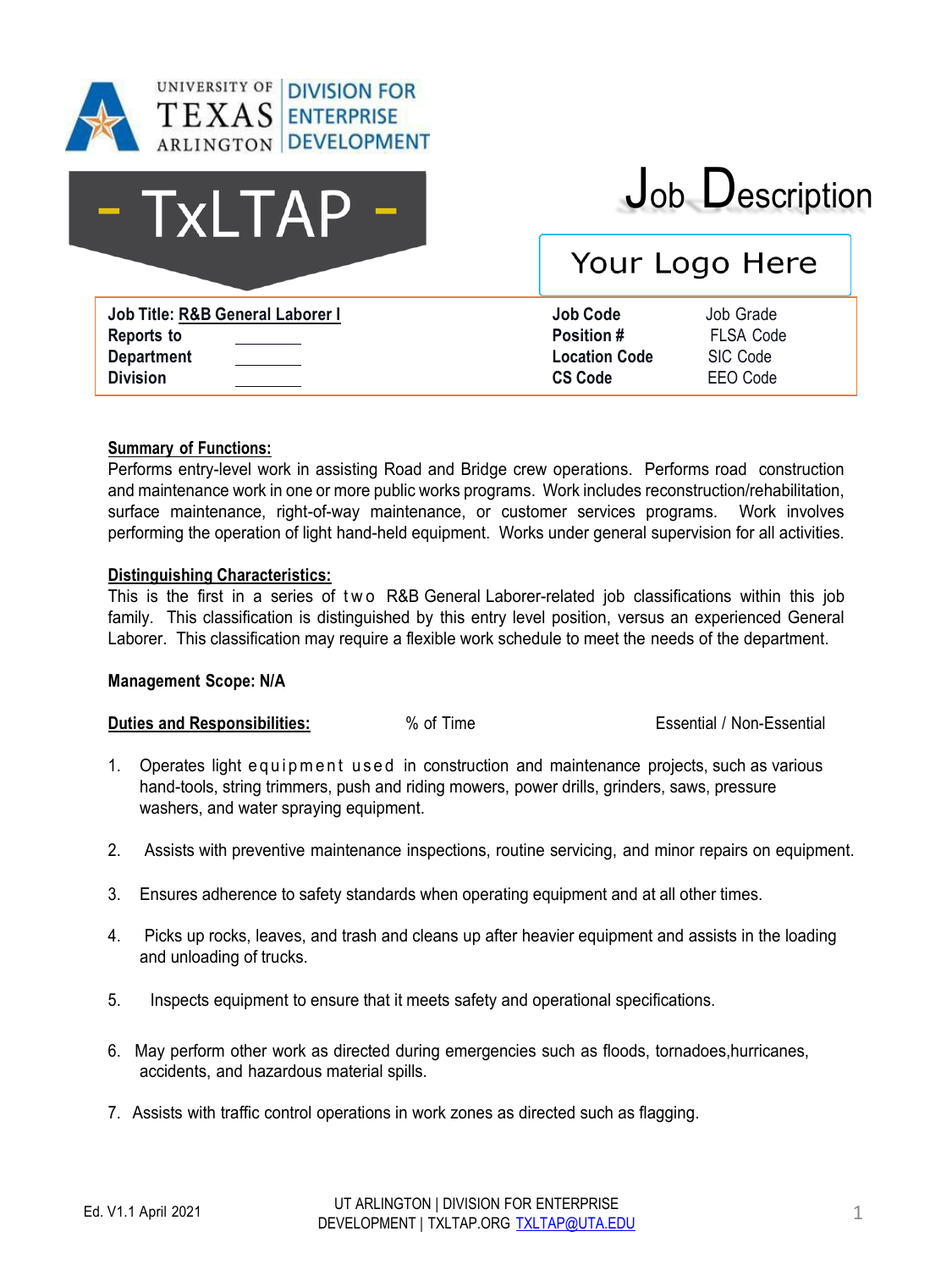UNIVERSITY OF TEXAS ARLINGTON | DIVISION FOR ENTERPRISE DEVELOPMENT

# - TxLTAP -

# Job Description

Your Logo Here

| **Job Title:** R&B General Laborer I | | **Job Code** | Job Grade |
|---|---|---|---|
| **Reports to** | ________ | **Position #** | FLSA Code |
| **Department** | ________ | **Location Code** | SIC Code |
| **Division** | ________ | **CS Code** | EEO Code |

**Summary of Functions:**

Performs entry-level work in assisting Road and Bridge crew operations. Performs road construction and maintenance work in one or more public works programs. Work includes reconstruction/rehabilitation, surface maintenance, right-of-way maintenance, or customer services programs. Work involves performing the operation of light hand-held equipment. Works under general supervision for all activities.

**Distinguishing Characteristics:**

This is the first in a series of two R&B General Laborer-related job classifications within this job family. This classification is distinguished by this entry level position, versus an experienced General Laborer. This classification may require a flexible work schedule to meet the needs of the department.

**Management Scope: N/A**

**Duties and Responsibilities:** % of Time Essential / Non-Essential

1. Operates light equipment used in construction and maintenance projects, such as various hand-tools, string trimmers, push and riding mowers, power drills, grinders, saws, pressure washers, and water spraying equipment.

2. Assists with preventive maintenance inspections, routine servicing, and minor repairs on equipment.

3. Ensures adherence to safety standards when operating equipment and at all other times.

4. Picks up rocks, leaves, and trash and cleans up after heavier equipment and assists in the loading and unloading of trucks.

5. Inspects equipment to ensure that it meets safety and operational specifications.

6. May perform other work as directed during emergencies such as floods, tornadoes,hurricanes, accidents, and hazardous material spills.

7. Assists with traffic control operations in work zones as directed such as flagging.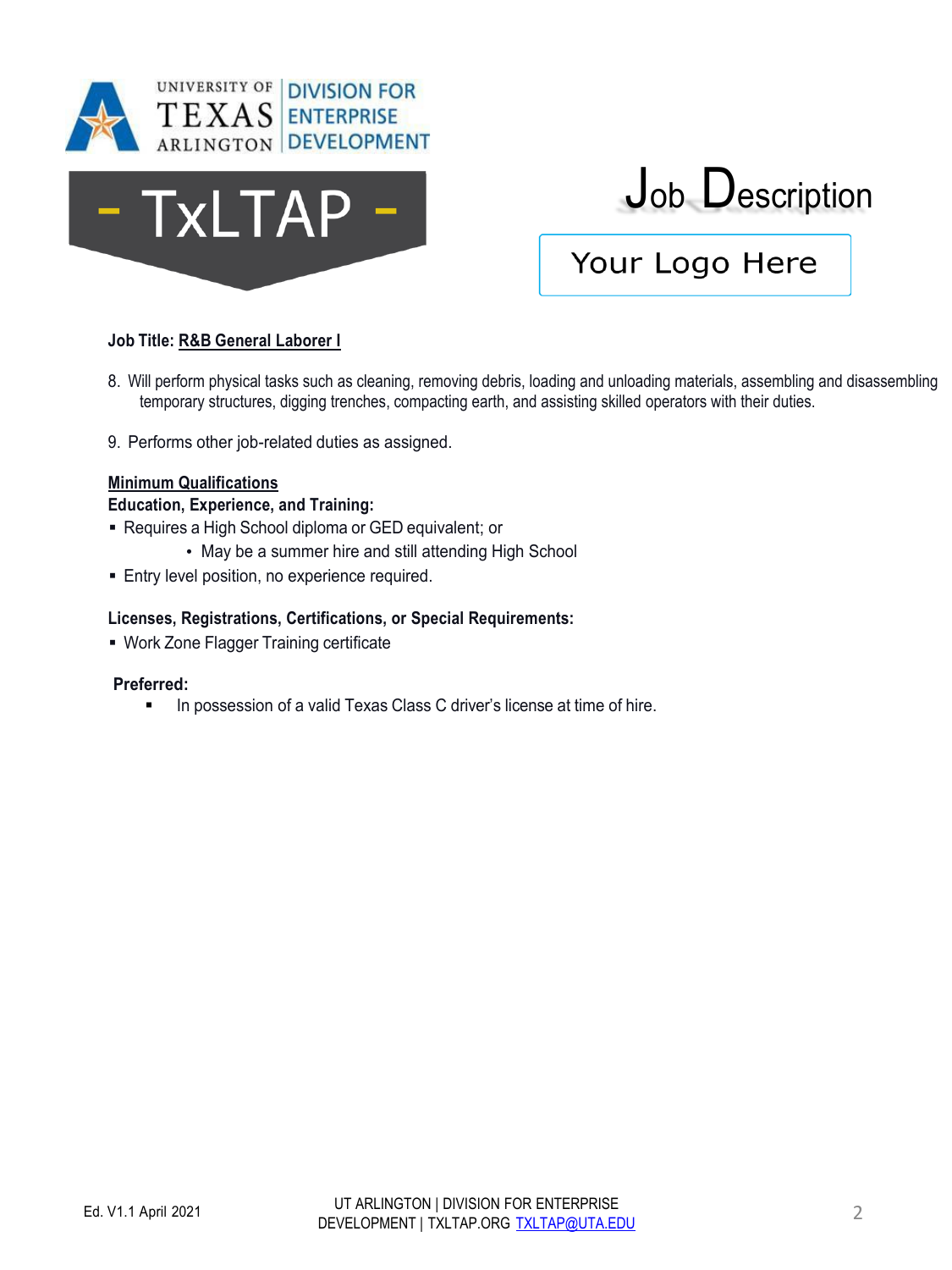**Job Title: R&B General Laborer I**

8. Will perform physical tasks such as cleaning, removing debris, loading and unloading materials, assembling and disassembling temporary structures, digging trenches, compacting earth, and assisting skilled operators with their duties.

9. Performs other job-related duties as assigned.

**Minimum Qualifications**

**Education, Experience, and Training:**

- Requires a High School diploma or GED equivalent; or
    - May be a summer hire and still attending High School
- Entry level position, no experience required.

**Licenses, Registrations, Certifications, or Special Requirements:**

- Work Zone Flagger Training certificate

**Preferred:**

- In possession of a valid Texas Class C driver's license at time of hire.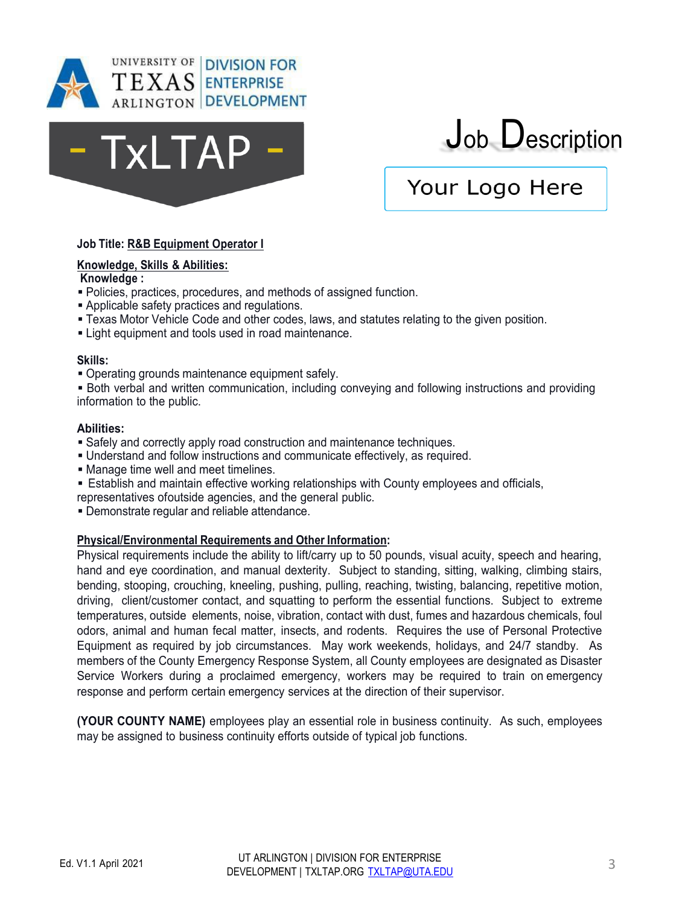# Job Description

Your Logo Here

**Job Title: R&B Equipment Operator I**

**Knowledge, Skills & Abilities:**

**Knowledge :**

- Policies, practices, procedures, and methods of assigned function.
- Applicable safety practices and regulations.
- Texas Motor Vehicle Code and other codes, laws, and statutes relating to the given position.
- Light equipment and tools used in road maintenance.

**Skills:**

- Operating grounds maintenance equipment safely.
- Both verbal and written communication, including conveying and following instructions and providing information to the public.

**Abilities:**

- Safely and correctly apply road construction and maintenance techniques.
- Understand and follow instructions and communicate effectively, as required.
- Manage time well and meet timelines.
- Establish and maintain effective working relationships with County employees and officials, representatives ofoutside agencies, and the general public.
- Demonstrate regular and reliable attendance.

**Physical/Environmental Requirements and Other Information:**

Physical requirements include the ability to lift/carry up to 50 pounds, visual acuity, speech and hearing, hand and eye coordination, and manual dexterity. Subject to standing, sitting, walking, climbing stairs, bending, stooping, crouching, kneeling, pushing, pulling, reaching, twisting, balancing, repetitive motion, driving, client/customer contact, and squatting to perform the essential functions. Subject to extreme temperatures, outside elements, noise, vibration, contact with dust, fumes and hazardous chemicals, foul odors, animal and human fecal matter, insects, and rodents. Requires the use of Personal Protective Equipment as required by job circumstances. May work weekends, holidays, and 24/7 standby. As members of the County Emergency Response System, all County employees are designated as Disaster Service Workers during a proclaimed emergency, workers may be required to train on emergency response and perform certain emergency services at the direction of their supervisor.

**(YOUR COUNTY NAME)** employees play an essential role in business continuity. As such, employees may be assigned to business continuity efforts outside of typical job functions.